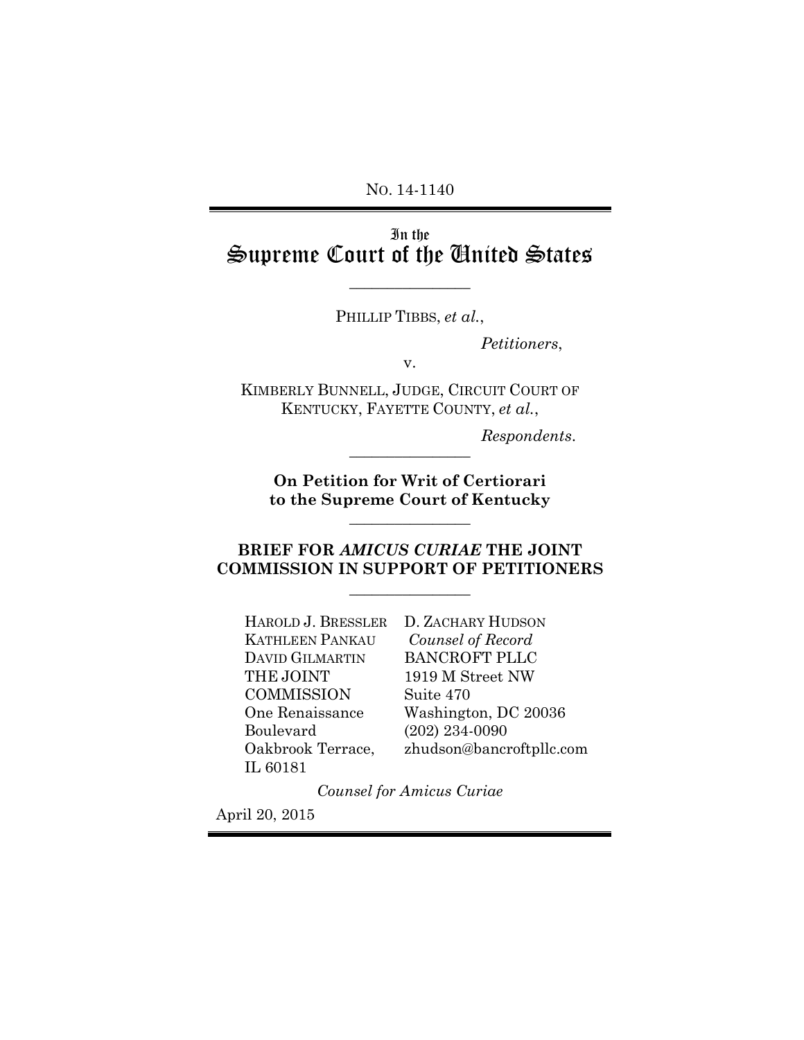No. 14-1140

# In the Supreme Court of the United States

---

PHILLIP TIBBS, *et al.*,

*Petitioners*,

v.

KIMBERLY BUNNELL, JUDGE, CIRCUIT COURT OF KENTUCKY, FAYETTE COUNTY, *et al.*,

*Respondents*.

---

**On Petition for Writ of Certiorari to the Supreme Court of Kentucky**

---

**BRIEF FOR *AMICUS CURIAE* THE JOINT COMMISSION IN SUPPORT OF PETITIONERS**

---

HAROLD J. BRESSLER
KATHLEEN PANKAU
DAVID GILMARTIN
THE JOINT COMMISSION
One Renaissance Boulevard
Oakbrook Terrace, IL 60181

D. ZACHARY HUDSON
*Counsel of Record*
BANCROFT PLLC
1919 M Street NW
Suite 470
Washington, DC 20036
(202) 234-0090
zhudson@bancroftpllc.com

*Counsel for Amicus Curiae*

April 20, 2015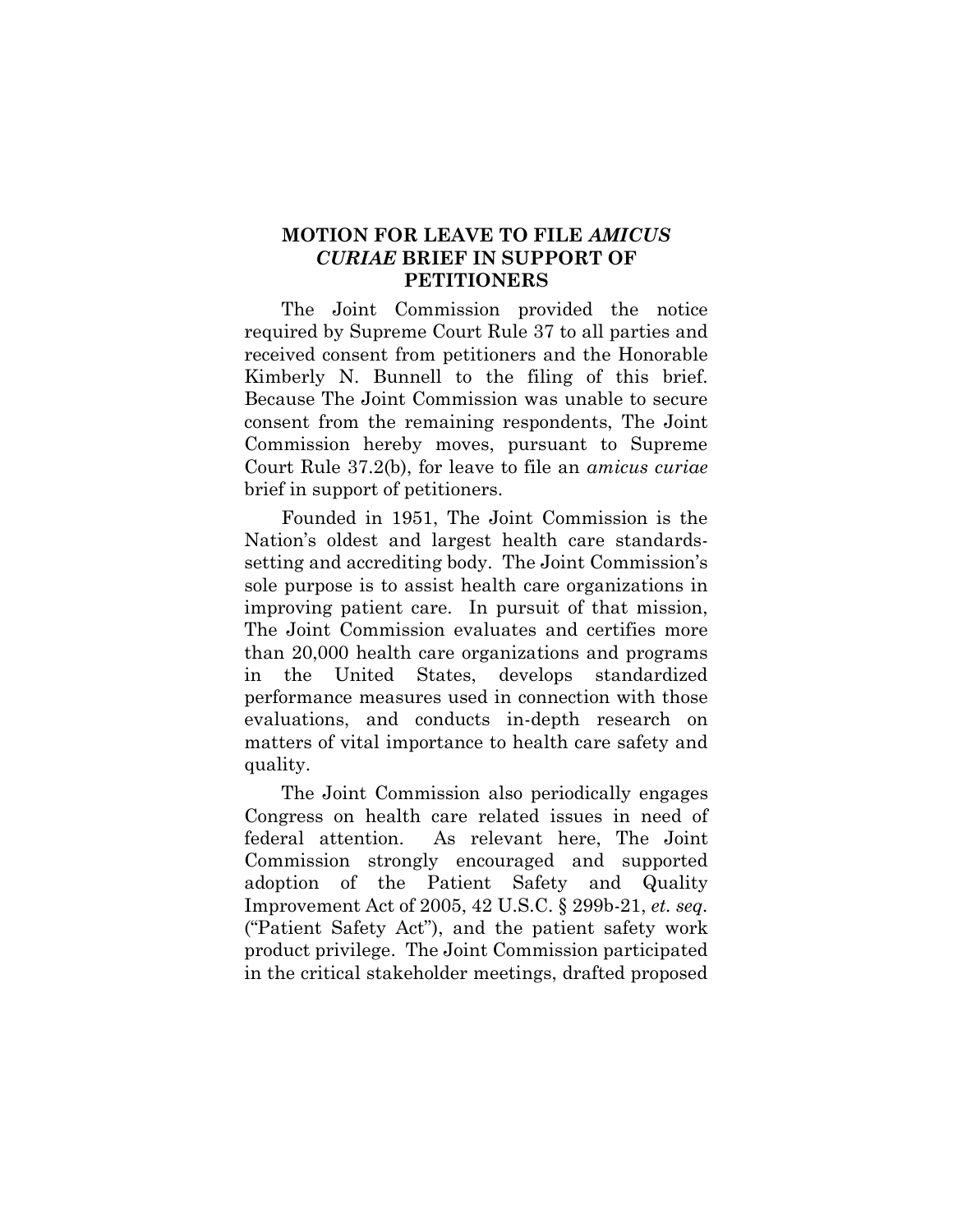## MOTION FOR LEAVE TO FILE *AMICUS CURIAE* BRIEF IN SUPPORT OF PETITIONERS

The Joint Commission provided the notice required by Supreme Court Rule 37 to all parties and received consent from petitioners and the Honorable Kimberly N. Bunnell to the filing of this brief. Because The Joint Commission was unable to secure consent from the remaining respondents, The Joint Commission hereby moves, pursuant to Supreme Court Rule 37.2(b), for leave to file an *amicus curiae* brief in support of petitioners.

Founded in 1951, The Joint Commission is the Nation's oldest and largest health care standards-setting and accrediting body. The Joint Commission's sole purpose is to assist health care organizations in improving patient care. In pursuit of that mission, The Joint Commission evaluates and certifies more than 20,000 health care organizations and programs in the United States, develops standardized performance measures used in connection with those evaluations, and conducts in-depth research on matters of vital importance to health care safety and quality.

The Joint Commission also periodically engages Congress on health care related issues in need of federal attention. As relevant here, The Joint Commission strongly encouraged and supported adoption of the Patient Safety and Quality Improvement Act of 2005, 42 U.S.C. § 299b-21, *et. seq.* ("Patient Safety Act"), and the patient safety work product privilege. The Joint Commission participated in the critical stakeholder meetings, drafted proposed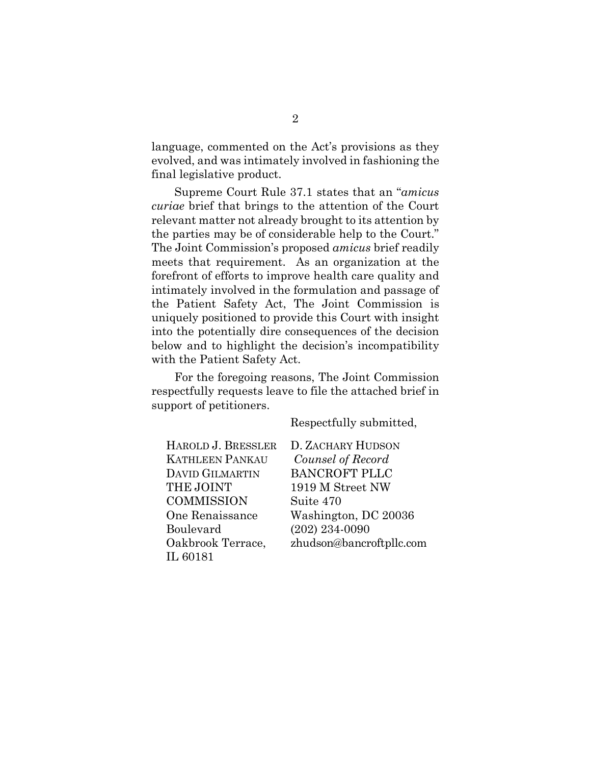language, commented on the Act's provisions as they evolved, and was intimately involved in fashioning the final legislative product.

Supreme Court Rule 37.1 states that an "*amicus curiae* brief that brings to the attention of the Court relevant matter not already brought to its attention by the parties may be of considerable help to the Court." The Joint Commission's proposed *amicus* brief readily meets that requirement. As an organization at the forefront of efforts to improve health care quality and intimately involved in the formulation and passage of the Patient Safety Act, The Joint Commission is uniquely positioned to provide this Court with insight into the potentially dire consequences of the decision below and to highlight the decision's incompatibility with the Patient Safety Act.

For the foregoing reasons, The Joint Commission respectfully requests leave to file the attached brief in support of petitioners.

Respectfully submitted,

HAROLD J. BRESSLER
KATHLEEN PANKAU
DAVID GILMARTIN
THE JOINT COMMISSION
One Renaissance Boulevard
Oakbrook Terrace, IL 60181

D. ZACHARY HUDSON
*Counsel of Record*
BANCROFT PLLC
1919 M Street NW
Suite 470
Washington, DC 20036
(202) 234-0090
zhudson@bancroftpllc.com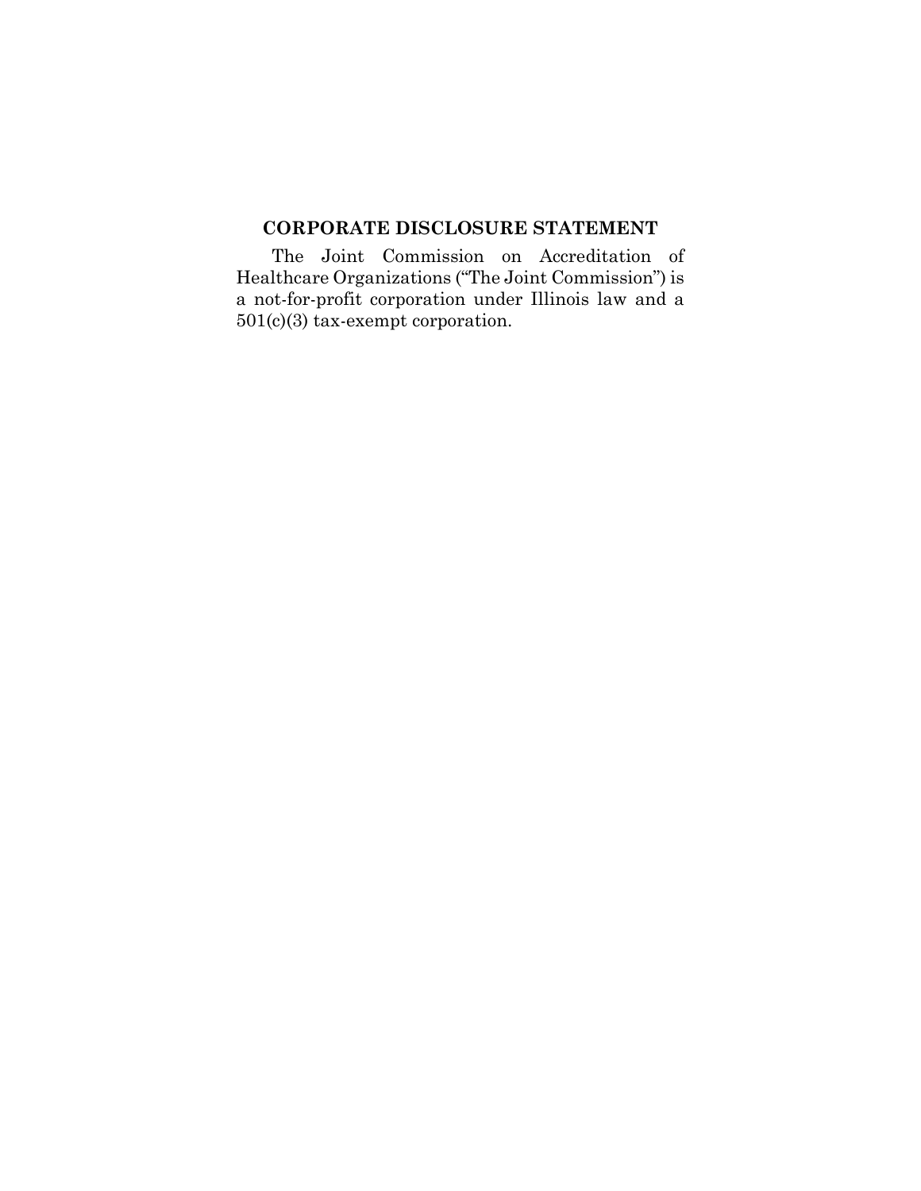## CORPORATE DISCLOSURE STATEMENT

The Joint Commission on Accreditation of Healthcare Organizations ("The Joint Commission") is a not-for-profit corporation under Illinois law and a 501(c)(3) tax-exempt corporation.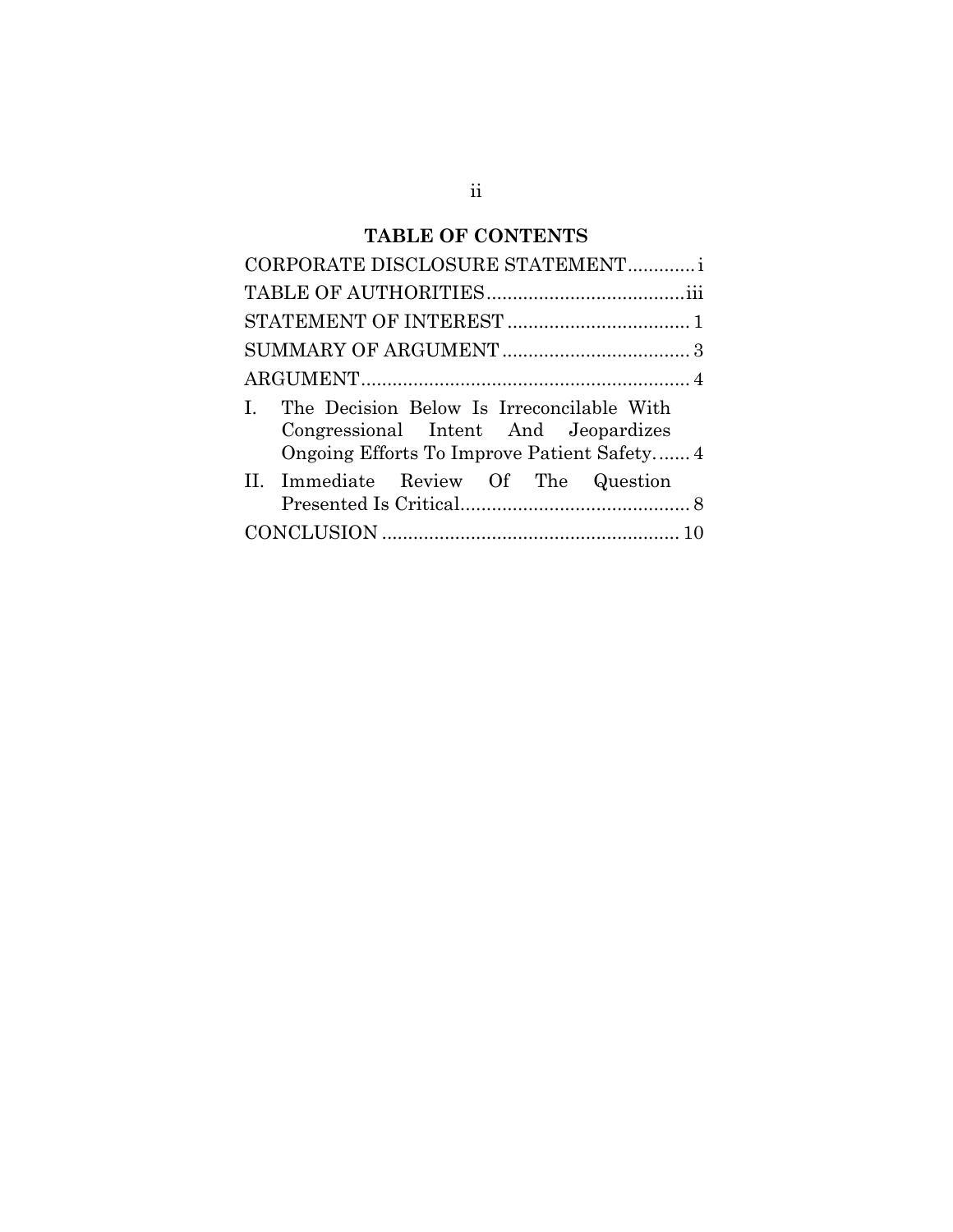## TABLE OF CONTENTS

| | |
|---|---|
| CORPORATE DISCLOSURE STATEMENT | i |
| TABLE OF AUTHORITIES | iii |
| STATEMENT OF INTEREST | 1 |
| SUMMARY OF ARGUMENT | 3 |
| ARGUMENT | 4 |
| I. The Decision Below Is Irreconcilable With Congressional Intent And Jeopardizes Ongoing Efforts To Improve Patient Safety | 4 |
| II. Immediate Review Of The Question Presented Is Critical | 8 |
| CONCLUSION | 10 |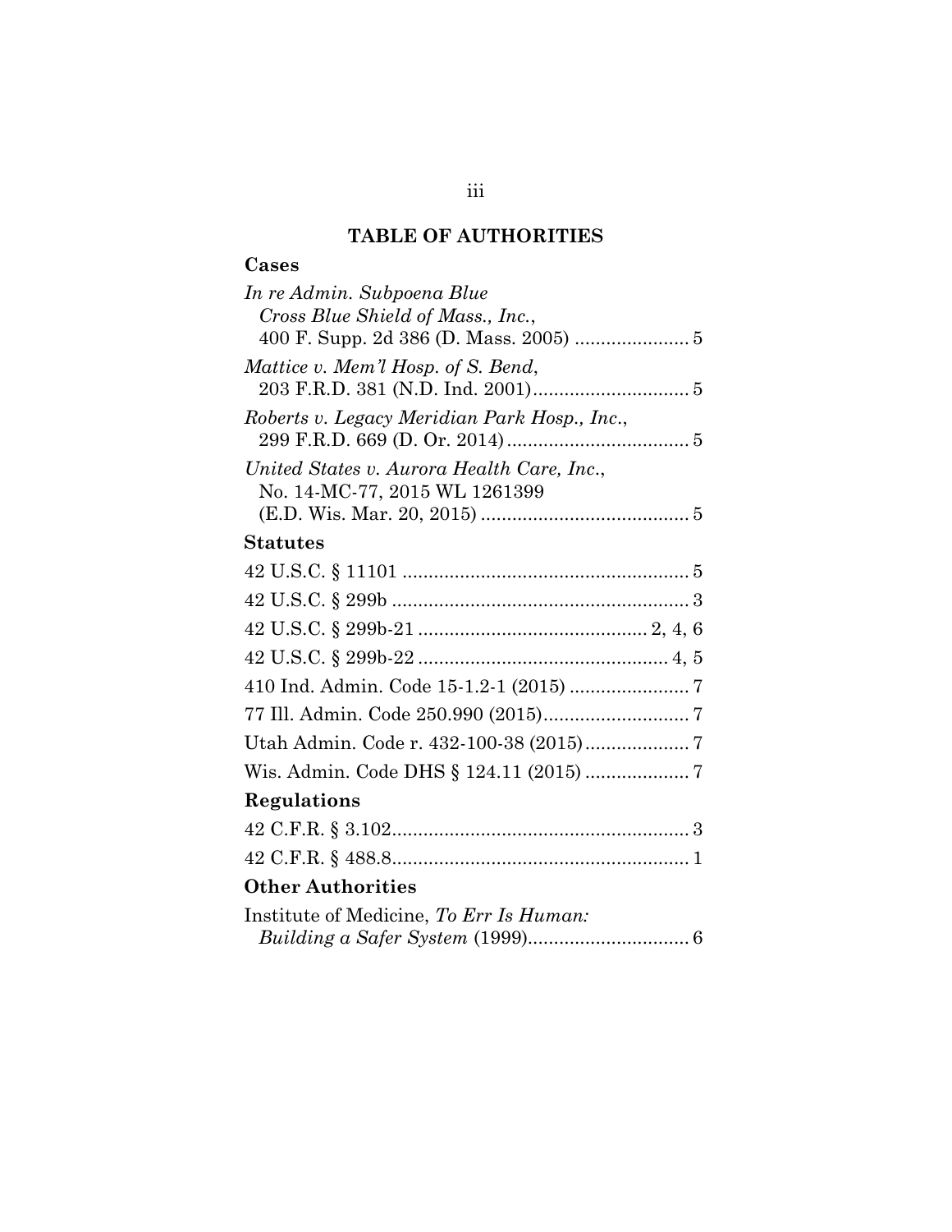# TABLE OF AUTHORITIES

## Cases

*In re Admin. Subpoena Blue Cross Blue Shield of Mass., Inc.*, 400 F. Supp. 2d 386 (D. Mass. 2005) ...................... 5

*Mattice v. Mem'l Hosp. of S. Bend*, 203 F.R.D. 381 (N.D. Ind. 2001).............................. 5

*Roberts v. Legacy Meridian Park Hosp., Inc.*, 299 F.R.D. 669 (D. Or. 2014)................................... 5

*United States v. Aurora Health Care, Inc.*, No. 14-MC-77, 2015 WL 1261399 (E.D. Wis. Mar. 20, 2015) ........................................ 5

## Statutes

42 U.S.C. § 11101 ....................................................... 5

42 U.S.C. § 299b ......................................................... 3

42 U.S.C. § 299b-21 ............................................ 2, 4, 6

42 U.S.C. § 299b-22 ................................................ 4, 5

410 Ind. Admin. Code 15-1.2-1 (2015) ....................... 7

77 Ill. Admin. Code 250.990 (2015)............................ 7

Utah Admin. Code r. 432-100-38 (2015).................... 7

Wis. Admin. Code DHS § 124.11 (2015) .................... 7

## Regulations

42 C.F.R. § 3.102......................................................... 3

42 C.F.R. § 488.8......................................................... 1

## Other Authorities

Institute of Medicine, *To Err Is Human: Building a Safer System* (1999)............................... 6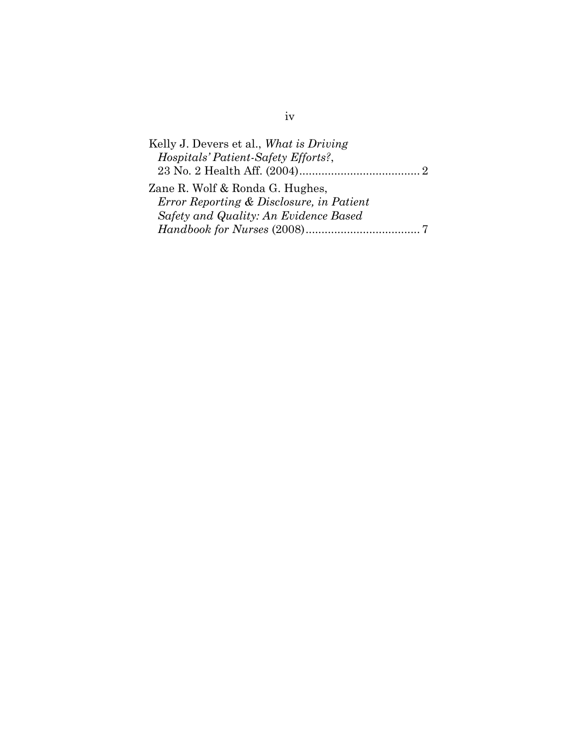Kelly J. Devers et al., *What is Driving Hospitals' Patient-Safety Efforts?*, 23 No. 2 Health Aff. (2004)...................................... 2

Zane R. Wolf & Ronda G. Hughes, *Error Reporting & Disclosure, in Patient Safety and Quality: An Evidence Based Handbook for Nurses* (2008).................................... 7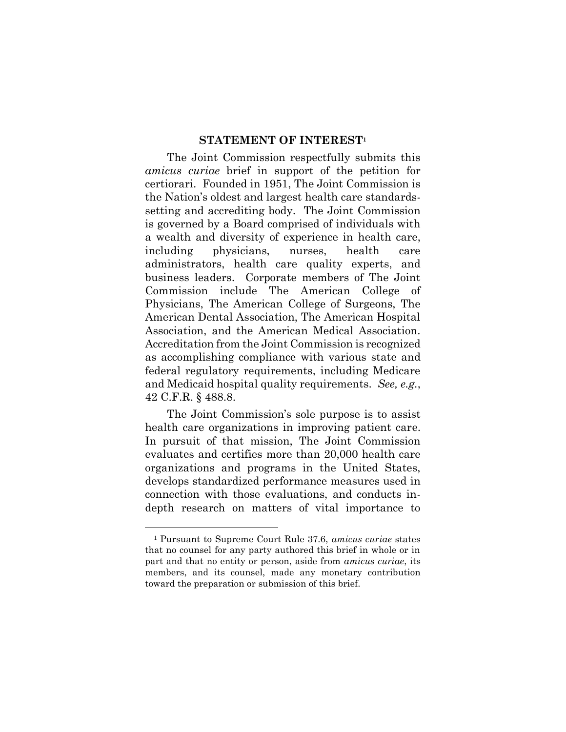## STATEMENT OF INTEREST[1]

The Joint Commission respectfully submits this *amicus curiae* brief in support of the petition for certiorari. Founded in 1951, The Joint Commission is the Nation's oldest and largest health care standards-setting and accrediting body. The Joint Commission is governed by a Board comprised of individuals with a wealth and diversity of experience in health care, including physicians, nurses, health care administrators, health care quality experts, and business leaders. Corporate members of The Joint Commission include The American College of Physicians, The American College of Surgeons, The American Dental Association, The American Hospital Association, and the American Medical Association. Accreditation from the Joint Commission is recognized as accomplishing compliance with various state and federal regulatory requirements, including Medicare and Medicaid hospital quality requirements. *See, e.g.*, 42 C.F.R. § 488.8.

The Joint Commission's sole purpose is to assist health care organizations in improving patient care. In pursuit of that mission, The Joint Commission evaluates and certifies more than 20,000 health care organizations and programs in the United States, develops standardized performance measures used in connection with those evaluations, and conducts in-depth research on matters of vital importance to

---

[1] Pursuant to Supreme Court Rule 37.6, *amicus curiae* states that no counsel for any party authored this brief in whole or in part and that no entity or person, aside from *amicus curiae*, its members, and its counsel, made any monetary contribution toward the preparation or submission of this brief.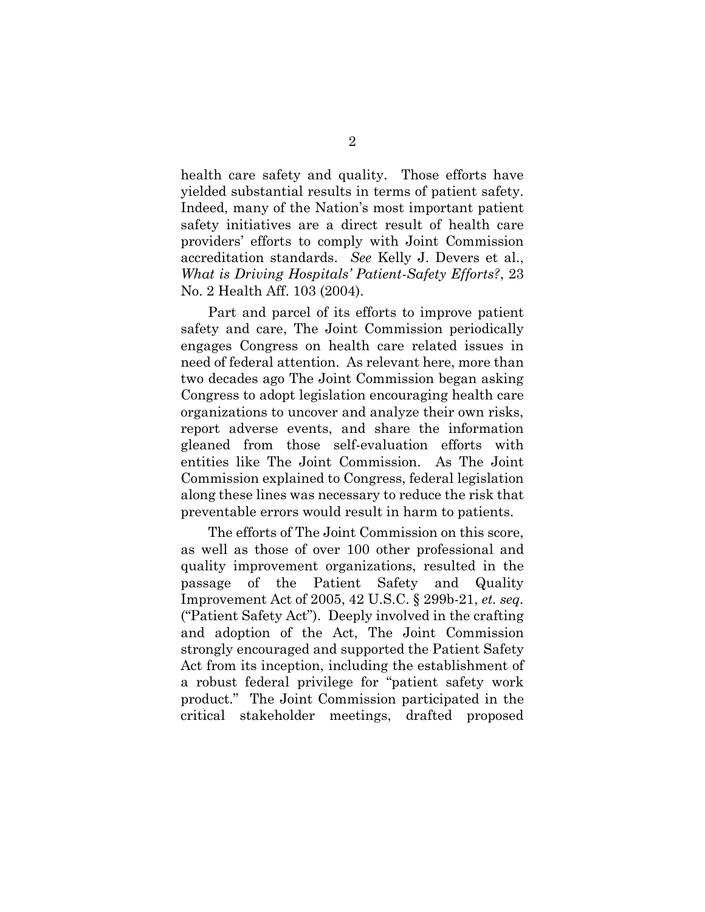health care safety and quality. Those efforts have yielded substantial results in terms of patient safety. Indeed, many of the Nation's most important patient safety initiatives are a direct result of health care providers' efforts to comply with Joint Commission accreditation standards. *See* Kelly J. Devers et al., *What is Driving Hospitals' Patient-Safety Efforts?*, 23 No. 2 Health Aff. 103 (2004).

Part and parcel of its efforts to improve patient safety and care, The Joint Commission periodically engages Congress on health care related issues in need of federal attention. As relevant here, more than two decades ago The Joint Commission began asking Congress to adopt legislation encouraging health care organizations to uncover and analyze their own risks, report adverse events, and share the information gleaned from those self-evaluation efforts with entities like The Joint Commission. As The Joint Commission explained to Congress, federal legislation along these lines was necessary to reduce the risk that preventable errors would result in harm to patients.

The efforts of The Joint Commission on this score, as well as those of over 100 other professional and quality improvement organizations, resulted in the passage of the Patient Safety and Quality Improvement Act of 2005, 42 U.S.C. § 299b-21, *et. seq.* ("Patient Safety Act"). Deeply involved in the crafting and adoption of the Act, The Joint Commission strongly encouraged and supported the Patient Safety Act from its inception, including the establishment of a robust federal privilege for "patient safety work product." The Joint Commission participated in the critical stakeholder meetings, drafted proposed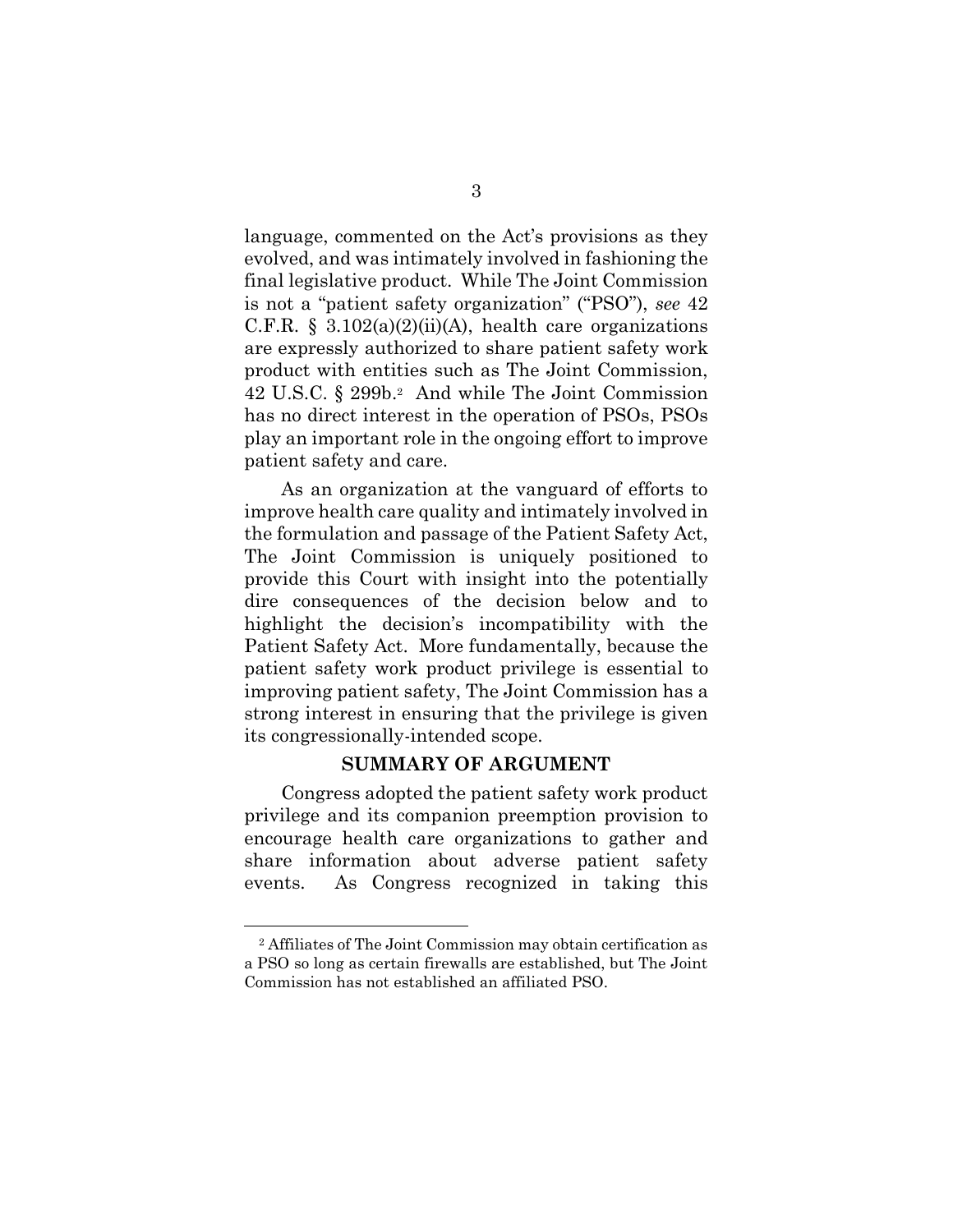language, commented on the Act's provisions as they evolved, and was intimately involved in fashioning the final legislative product. While The Joint Commission is not a "patient safety organization" ("PSO"), *see* 42 C.F.R. § 3.102(a)(2)(ii)(A), health care organizations are expressly authorized to share patient safety work product with entities such as The Joint Commission, 42 U.S.C. § 299b.[2] And while The Joint Commission has no direct interest in the operation of PSOs, PSOs play an important role in the ongoing effort to improve patient safety and care.

As an organization at the vanguard of efforts to improve health care quality and intimately involved in the formulation and passage of the Patient Safety Act, The Joint Commission is uniquely positioned to provide this Court with insight into the potentially dire consequences of the decision below and to highlight the decision's incompatibility with the Patient Safety Act. More fundamentally, because the patient safety work product privilege is essential to improving patient safety, The Joint Commission has a strong interest in ensuring that the privilege is given its congressionally-intended scope.

## SUMMARY OF ARGUMENT

Congress adopted the patient safety work product privilege and its companion preemption provision to encourage health care organizations to gather and share information about adverse patient safety events. As Congress recognized in taking this

---

[2] Affiliates of The Joint Commission may obtain certification as a PSO so long as certain firewalls are established, but The Joint Commission has not established an affiliated PSO.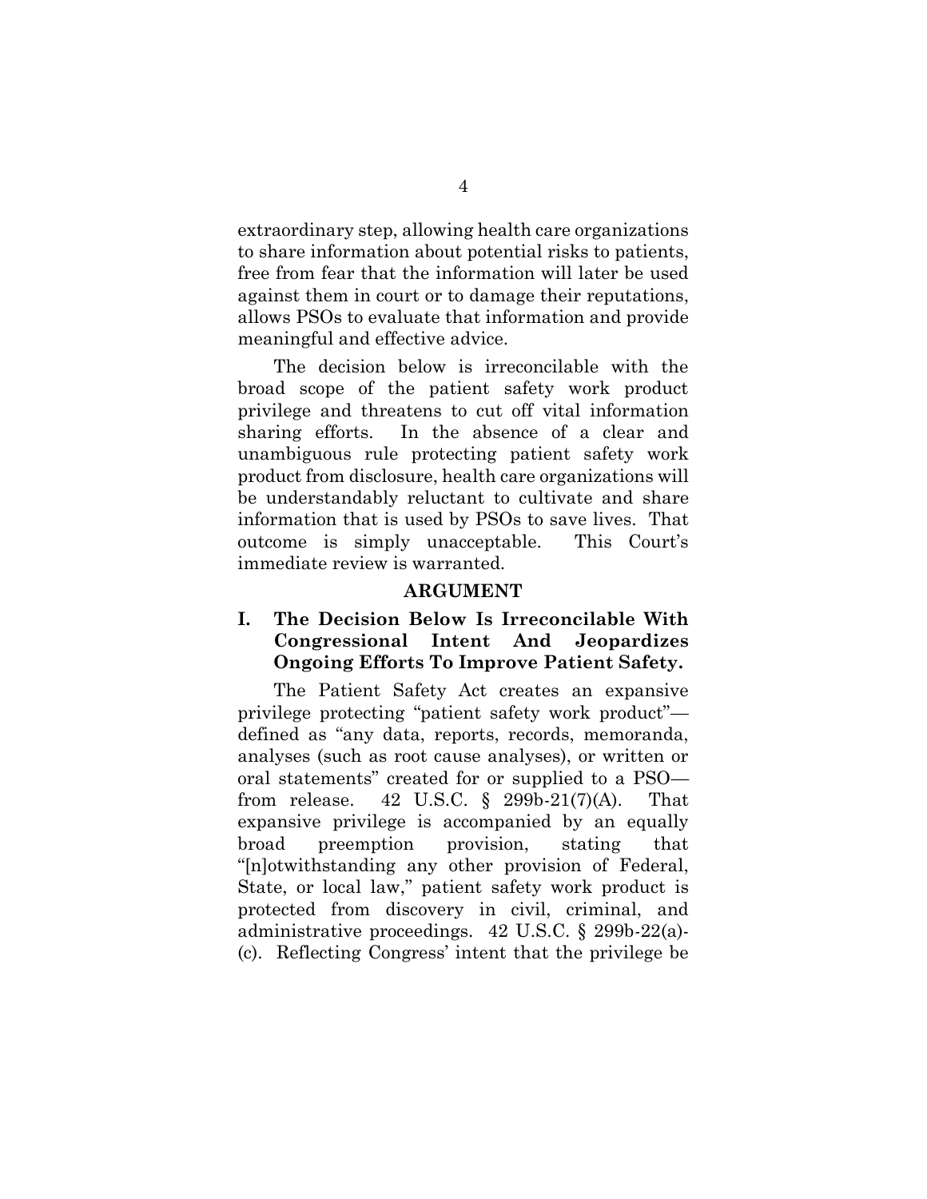extraordinary step, allowing health care organizations to share information about potential risks to patients, free from fear that the information will later be used against them in court or to damage their reputations, allows PSOs to evaluate that information and provide meaningful and effective advice.

The decision below is irreconcilable with the broad scope of the patient safety work product privilege and threatens to cut off vital information sharing efforts. In the absence of a clear and unambiguous rule protecting patient safety work product from disclosure, health care organizations will be understandably reluctant to cultivate and share information that is used by PSOs to save lives. That outcome is simply unacceptable. This Court's immediate review is warranted.

## ARGUMENT

### I. The Decision Below Is Irreconcilable With Congressional Intent And Jeopardizes Ongoing Efforts To Improve Patient Safety.

The Patient Safety Act creates an expansive privilege protecting "patient safety work product"—defined as "any data, reports, records, memoranda, analyses (such as root cause analyses), or written or oral statements" created for or supplied to a PSO—from release. 42 U.S.C. § 299b-21(7)(A). That expansive privilege is accompanied by an equally broad preemption provision, stating that "[n]otwithstanding any other provision of Federal, State, or local law," patient safety work product is protected from discovery in civil, criminal, and administrative proceedings. 42 U.S.C. § 299b-22(a)-(c). Reflecting Congress' intent that the privilege be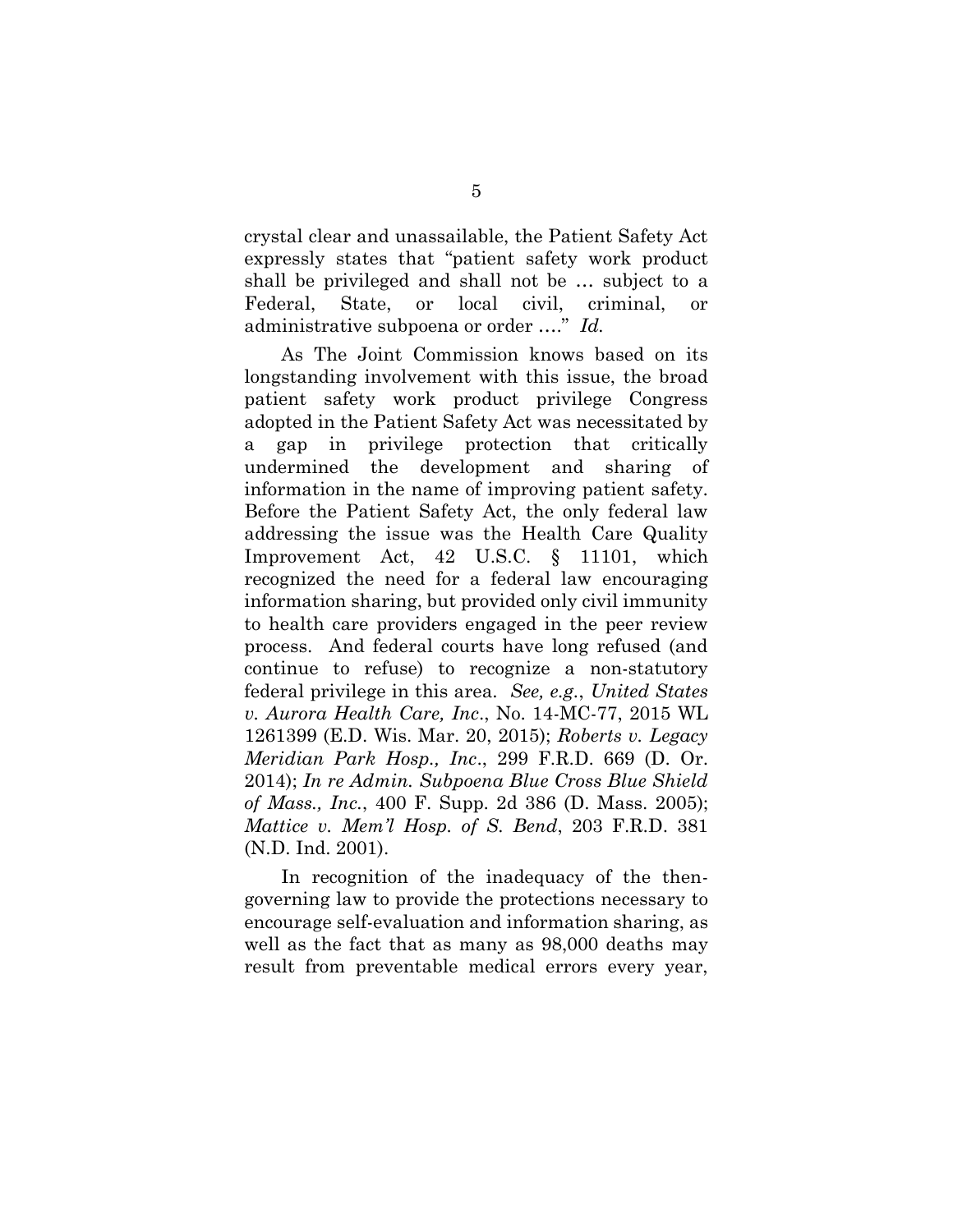crystal clear and unassailable, the Patient Safety Act expressly states that "patient safety work product shall be privileged and shall not be … subject to a Federal, State, or local civil, criminal, or administrative subpoena or order …." *Id.*

As The Joint Commission knows based on its longstanding involvement with this issue, the broad patient safety work product privilege Congress adopted in the Patient Safety Act was necessitated by a gap in privilege protection that critically undermined the development and sharing of information in the name of improving patient safety. Before the Patient Safety Act, the only federal law addressing the issue was the Health Care Quality Improvement Act, 42 U.S.C. § 11101, which recognized the need for a federal law encouraging information sharing, but provided only civil immunity to health care providers engaged in the peer review process. And federal courts have long refused (and continue to refuse) to recognize a non-statutory federal privilege in this area. *See, e.g.*, *United States v. Aurora Health Care, Inc*., No. 14-MC-77, 2015 WL 1261399 (E.D. Wis. Mar. 20, 2015); *Roberts v. Legacy Meridian Park Hosp., Inc*., 299 F.R.D. 669 (D. Or. 2014); *In re Admin. Subpoena Blue Cross Blue Shield of Mass., Inc.*, 400 F. Supp. 2d 386 (D. Mass. 2005); *Mattice v. Mem'l Hosp. of S. Bend*, 203 F.R.D. 381 (N.D. Ind. 2001).

In recognition of the inadequacy of the then-governing law to provide the protections necessary to encourage self-evaluation and information sharing, as well as the fact that as many as 98,000 deaths may result from preventable medical errors every year,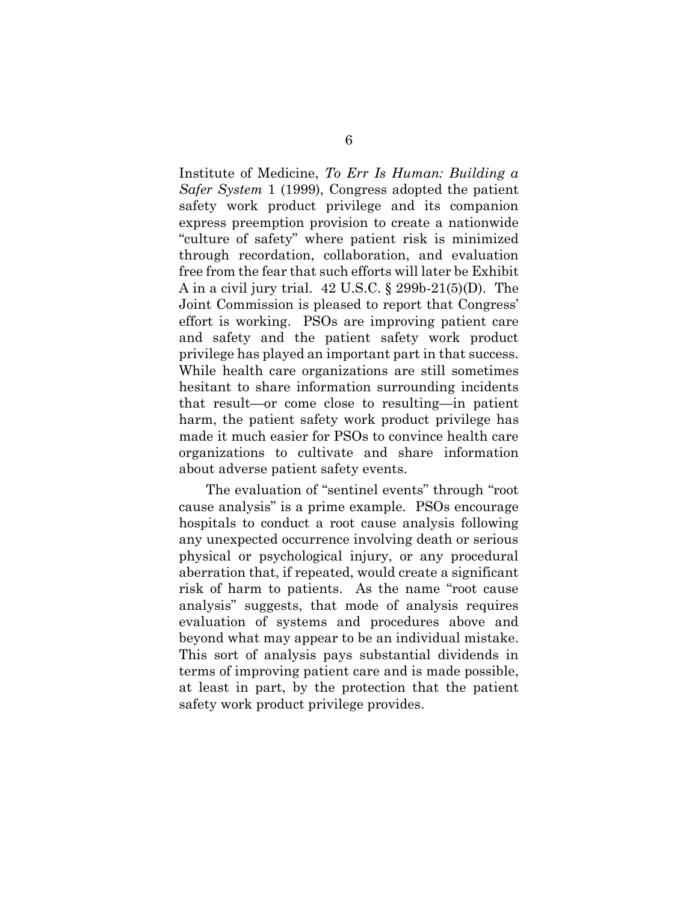Institute of Medicine, *To Err Is Human: Building a Safer System* 1 (1999), Congress adopted the patient safety work product privilege and its companion express preemption provision to create a nationwide "culture of safety" where patient risk is minimized through recordation, collaboration, and evaluation free from the fear that such efforts will later be Exhibit A in a civil jury trial. 42 U.S.C. § 299b-21(5)(D). The Joint Commission is pleased to report that Congress' effort is working. PSOs are improving patient care and safety and the patient safety work product privilege has played an important part in that success. While health care organizations are still sometimes hesitant to share information surrounding incidents that result—or come close to resulting—in patient harm, the patient safety work product privilege has made it much easier for PSOs to convince health care organizations to cultivate and share information about adverse patient safety events.

The evaluation of "sentinel events" through "root cause analysis" is a prime example. PSOs encourage hospitals to conduct a root cause analysis following any unexpected occurrence involving death or serious physical or psychological injury, or any procedural aberration that, if repeated, would create a significant risk of harm to patients. As the name "root cause analysis" suggests, that mode of analysis requires evaluation of systems and procedures above and beyond what may appear to be an individual mistake. This sort of analysis pays substantial dividends in terms of improving patient care and is made possible, at least in part, by the protection that the patient safety work product privilege provides.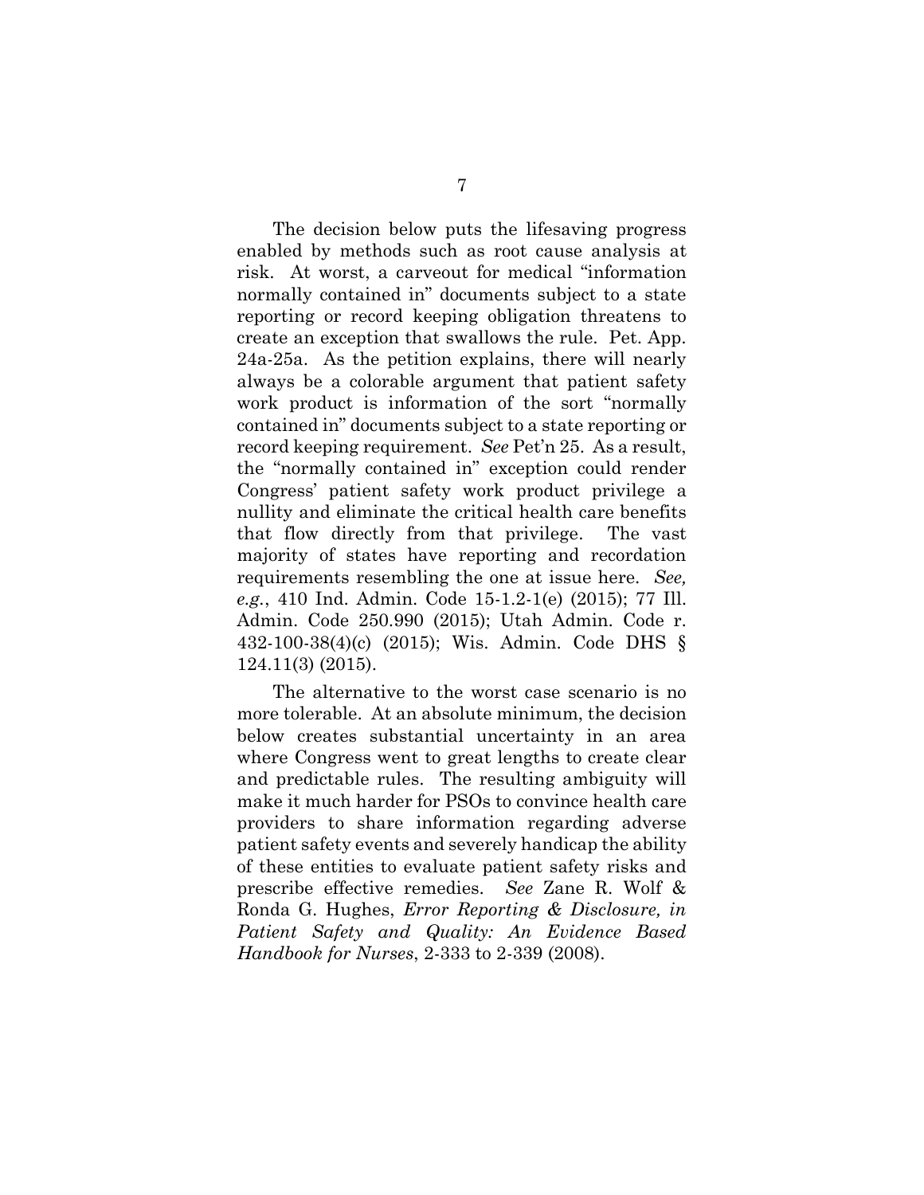The decision below puts the lifesaving progress enabled by methods such as root cause analysis at risk. At worst, a carveout for medical "information normally contained in" documents subject to a state reporting or record keeping obligation threatens to create an exception that swallows the rule. Pet. App. 24a-25a. As the petition explains, there will nearly always be a colorable argument that patient safety work product is information of the sort "normally contained in" documents subject to a state reporting or record keeping requirement. *See* Pet'n 25. As a result, the "normally contained in" exception could render Congress' patient safety work product privilege a nullity and eliminate the critical health care benefits that flow directly from that privilege. The vast majority of states have reporting and recordation requirements resembling the one at issue here. *See, e.g.*, 410 Ind. Admin. Code 15-1.2-1(e) (2015); 77 Ill. Admin. Code 250.990 (2015); Utah Admin. Code r. 432-100-38(4)(c) (2015); Wis. Admin. Code DHS § 124.11(3) (2015).

The alternative to the worst case scenario is no more tolerable. At an absolute minimum, the decision below creates substantial uncertainty in an area where Congress went to great lengths to create clear and predictable rules. The resulting ambiguity will make it much harder for PSOs to convince health care providers to share information regarding adverse patient safety events and severely handicap the ability of these entities to evaluate patient safety risks and prescribe effective remedies. *See* Zane R. Wolf & Ronda G. Hughes, *Error Reporting & Disclosure, in Patient Safety and Quality: An Evidence Based Handbook for Nurses*, 2-333 to 2-339 (2008).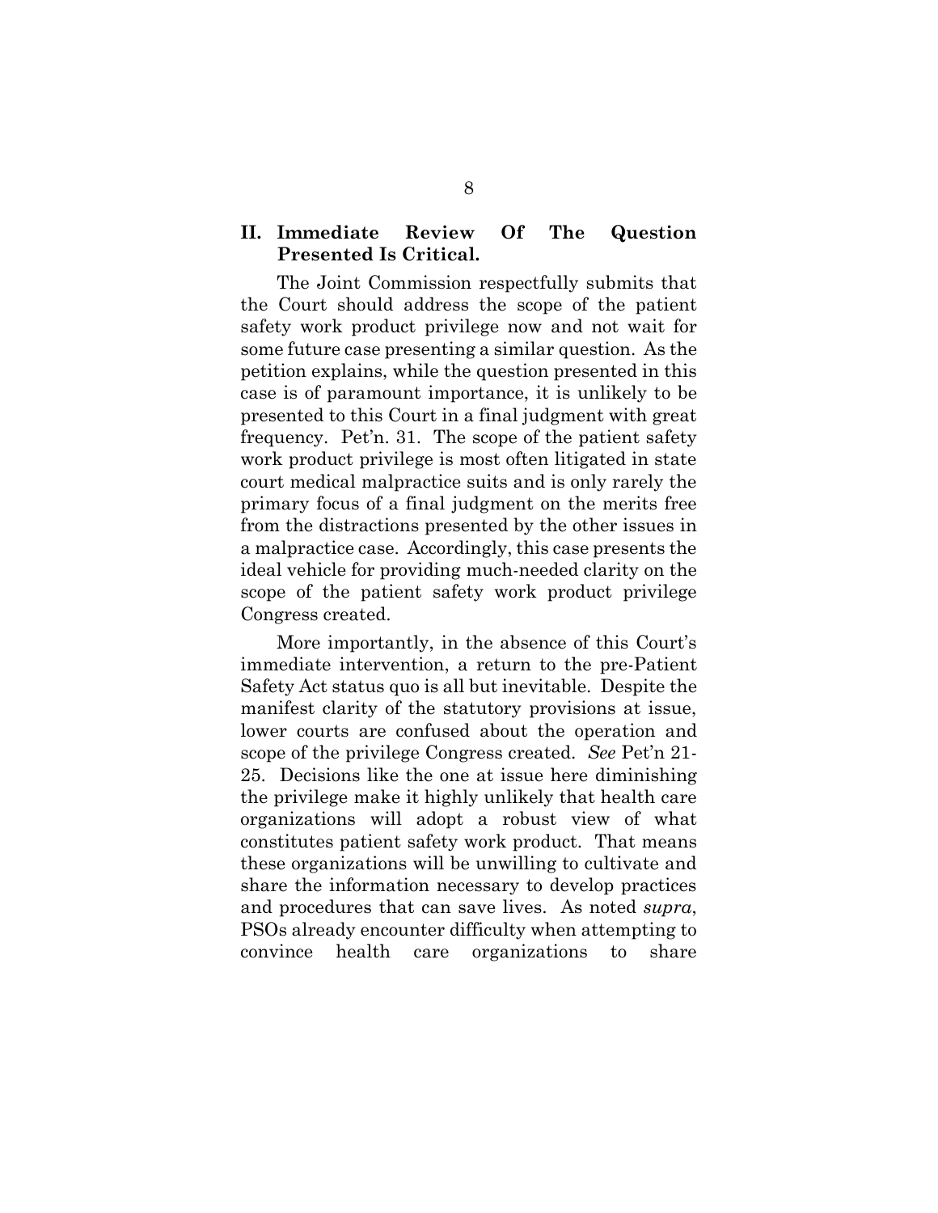## II. Immediate Review Of The Question Presented Is Critical.

The Joint Commission respectfully submits that the Court should address the scope of the patient safety work product privilege now and not wait for some future case presenting a similar question. As the petition explains, while the question presented in this case is of paramount importance, it is unlikely to be presented to this Court in a final judgment with great frequency. Pet'n. 31. The scope of the patient safety work product privilege is most often litigated in state court medical malpractice suits and is only rarely the primary focus of a final judgment on the merits free from the distractions presented by the other issues in a malpractice case. Accordingly, this case presents the ideal vehicle for providing much-needed clarity on the scope of the patient safety work product privilege Congress created.

More importantly, in the absence of this Court's immediate intervention, a return to the pre-Patient Safety Act status quo is all but inevitable. Despite the manifest clarity of the statutory provisions at issue, lower courts are confused about the operation and scope of the privilege Congress created. *See* Pet'n 21-25. Decisions like the one at issue here diminishing the privilege make it highly unlikely that health care organizations will adopt a robust view of what constitutes patient safety work product. That means these organizations will be unwilling to cultivate and share the information necessary to develop practices and procedures that can save lives. As noted *supra*, PSOs already encounter difficulty when attempting to convince health care organizations to share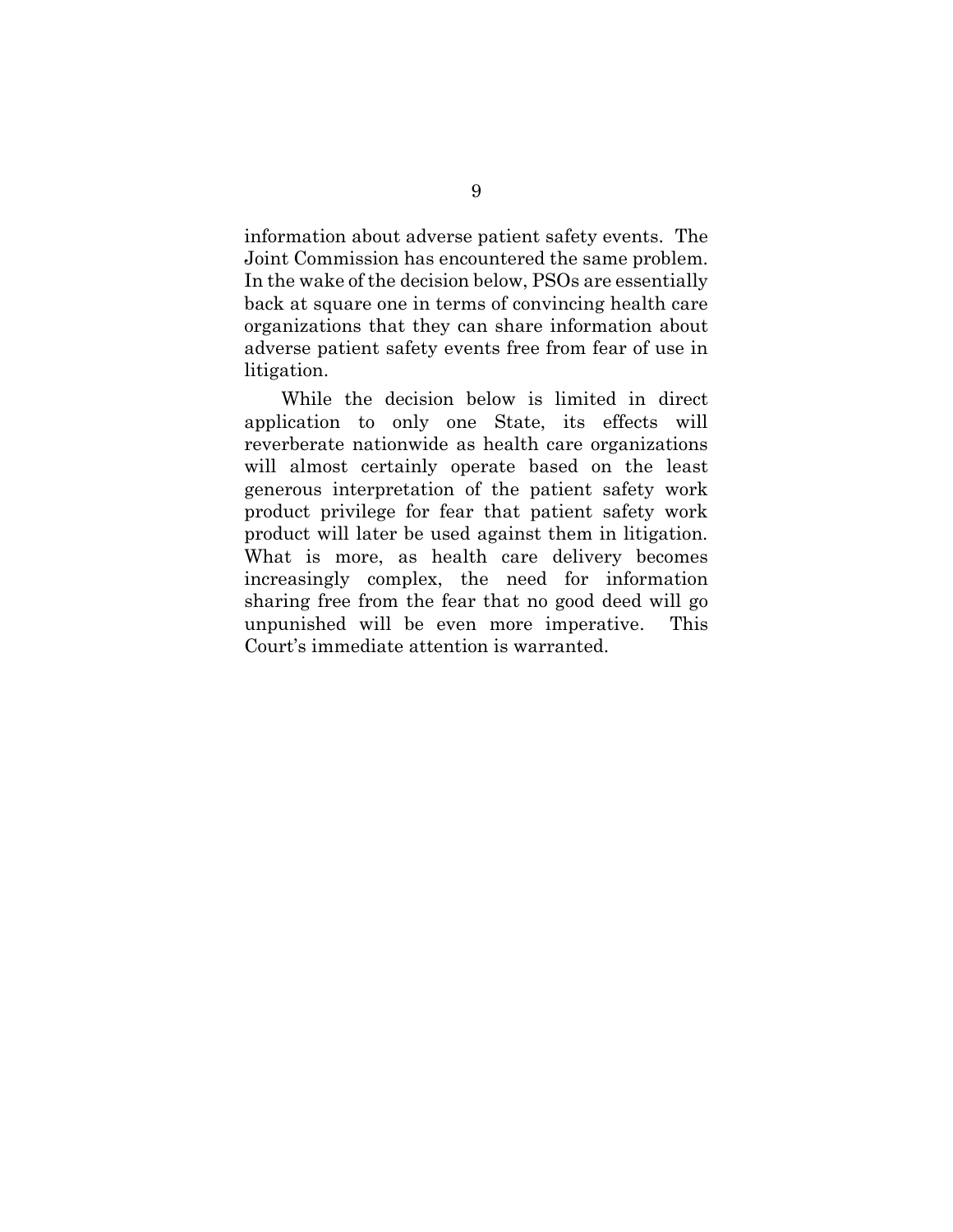information about adverse patient safety events. The Joint Commission has encountered the same problem. In the wake of the decision below, PSOs are essentially back at square one in terms of convincing health care organizations that they can share information about adverse patient safety events free from fear of use in litigation.

While the decision below is limited in direct application to only one State, its effects will reverberate nationwide as health care organizations will almost certainly operate based on the least generous interpretation of the patient safety work product privilege for fear that patient safety work product will later be used against them in litigation. What is more, as health care delivery becomes increasingly complex, the need for information sharing free from the fear that no good deed will go unpunished will be even more imperative. This Court's immediate attention is warranted.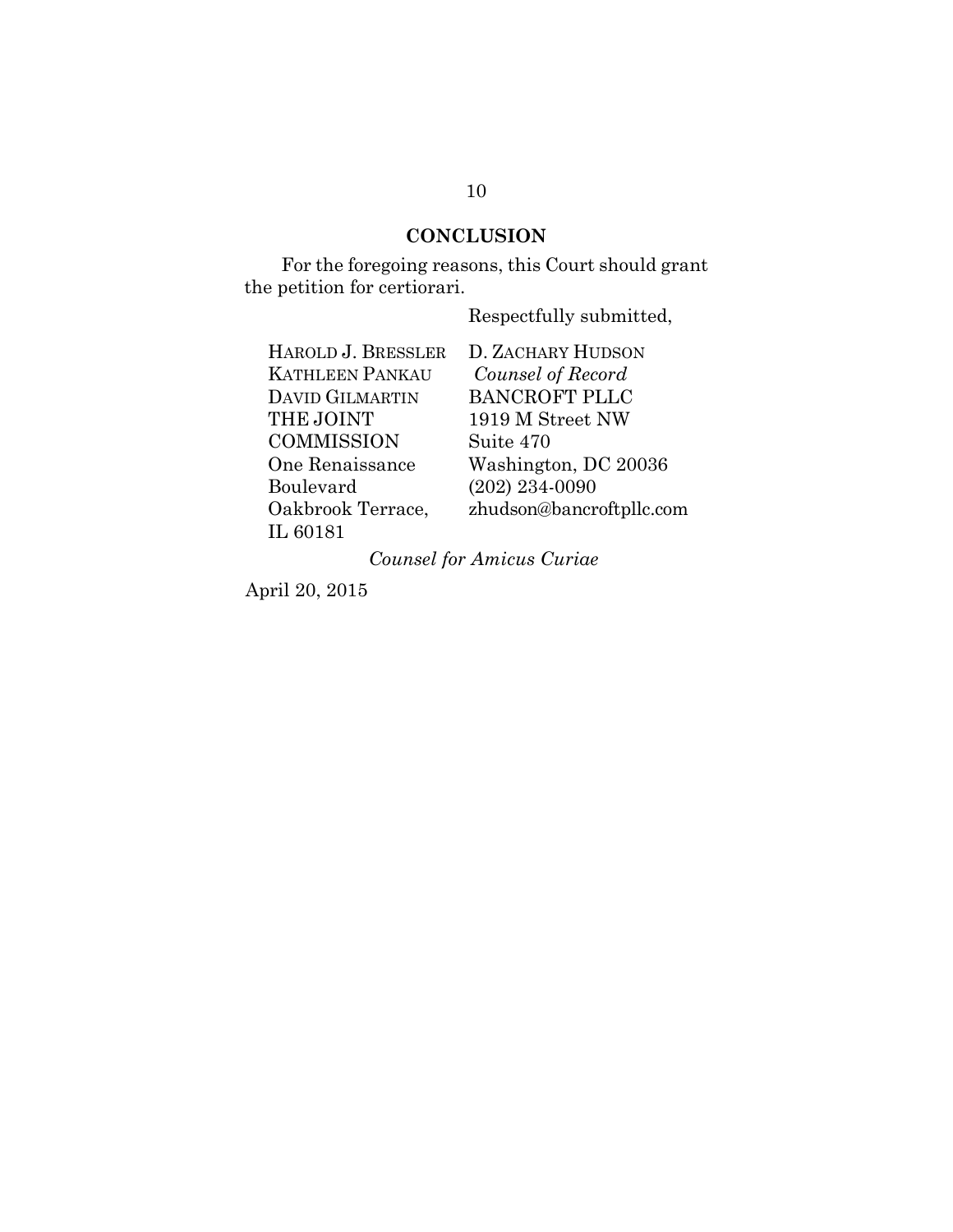## CONCLUSION

For the foregoing reasons, this Court should grant the petition for certiorari.

Respectfully submitted,

| | |
|---|---|
| HAROLD J. BRESSLER | D. ZACHARY HUDSON |
| KATHLEEN PANKAU | *Counsel of Record* |
| DAVID GILMARTIN | BANCROFT PLLC |
| THE JOINT COMMISSION | 1919 M Street NW |
| One Renaissance Boulevard | Suite 470 |
| Oakbrook Terrace, IL 60181 | Washington, DC 20036 |
| | (202) 234-0090 |
| | zhudson@bancroftpllc.com |

*Counsel for Amicus Curiae*

April 20, 2015